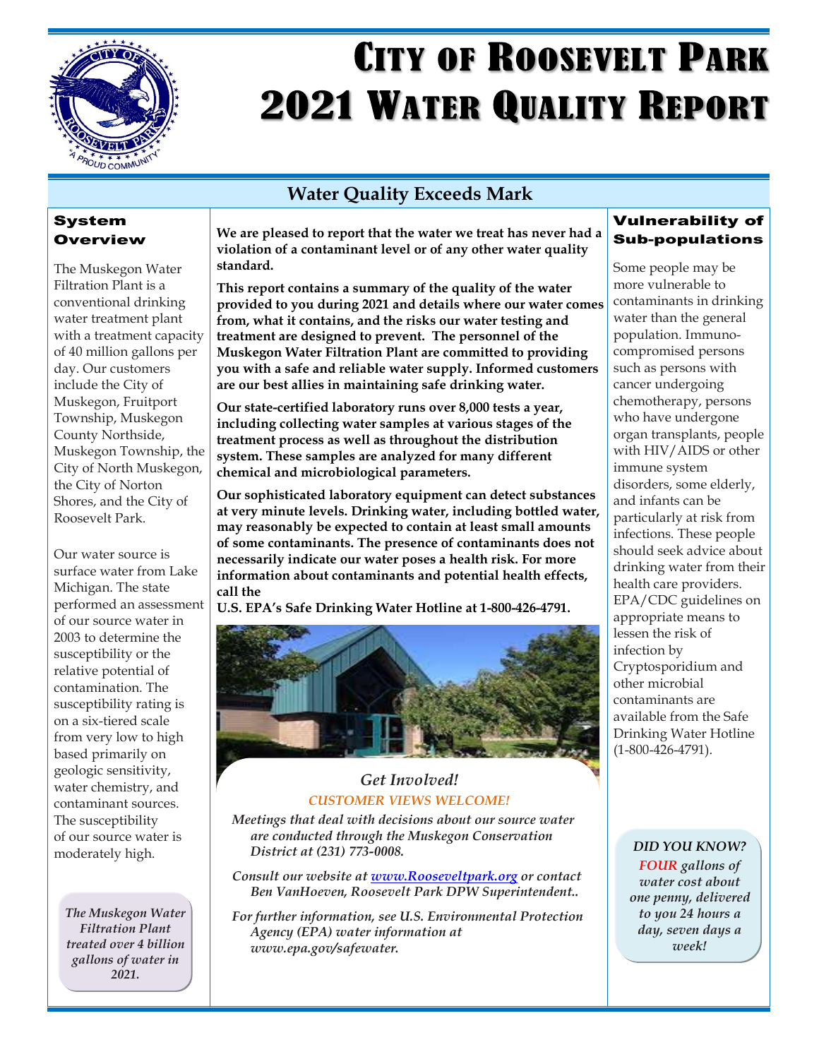# City of Roosevelt Park 2021 Water Quality Report

## Water Quality Exceeds Mark

### System Overview

The Muskegon Water Filtration Plant is a conventional drinking water treatment plant with a treatment capacity of 40 million gallons per day. Our customers include the City of Muskegon, Fruitport Township, Muskegon County Northside, Muskegon Township, the City of North Muskegon, the City of Norton Shores, and the City of Roosevelt Park.

Our water source is surface water from Lake Michigan. The state performed an assessment of our source water in 2003 to determine the susceptibility or the relative potential of contamination. The susceptibility rating is on a six-tiered scale from very low to high based primarily on geologic sensitivity, water chemistry, and contaminant sources. The susceptibility of our source water is moderately high.

*The Muskegon Water Filtration Plant treated over 4 billion gallons of water in 2021.*

**We are pleased to report that the water we treat has never had a violation of a contaminant level or of any other water quality standard.**

**This report contains a summary of the quality of the water provided to you during 2021 and details where our water comes from, what it contains, and the risks our water testing and treatment are designed to prevent. The personnel of the Muskegon Water Filtration Plant are committed to providing you with a safe and reliable water supply. Informed customers are our best allies in maintaining safe drinking water.**

**Our state-certified laboratory runs over 8,000 tests a year, including collecting water samples at various stages of the treatment process as well as throughout the distribution system. These samples are analyzed for many different chemical and microbiological parameters.**

**Our sophisticated laboratory equipment can detect substances at very minute levels. Drinking water, including bottled water, may reasonably be expected to contain at least small amounts of some contaminants. The presence of contaminants does not necessarily indicate our water poses a health risk. For more information about contaminants and potential health effects, call the U.S. EPA's Safe Drinking Water Hotline at 1-800-426-4791.**

### *Get Involved!*

*CUSTOMER VIEWS WELCOME!*

*Meetings that deal with decisions about our source water are conducted through the Muskegon Conservation District at (231) 773-0008.*

*Consult our website at www.Rooseveltpark.org or contact Ben VanHoeven, Roosevelt Park DPW Superintendent..*

*For further information, see U.S. Environmental Protection Agency (EPA) water information at www.epa.gov/safewater.*

### Vulnerability of Sub-populations

Some people may be more vulnerable to contaminants in drinking water than the general population. Immuno-compromised persons such as persons with cancer undergoing chemotherapy, persons who have undergone organ transplants, people with HIV/AIDS or other immune system disorders, some elderly, and infants can be particularly at risk from infections. These people should seek advice about drinking water from their health care providers. EPA/CDC guidelines on appropriate means to lessen the risk of infection by Cryptosporidium and other microbial contaminants are available from the Safe Drinking Water Hotline (1-800-426-4791).

*DID YOU KNOW?*

*FOUR gallons of water cost about one penny, delivered to you 24 hours a day, seven days a week!*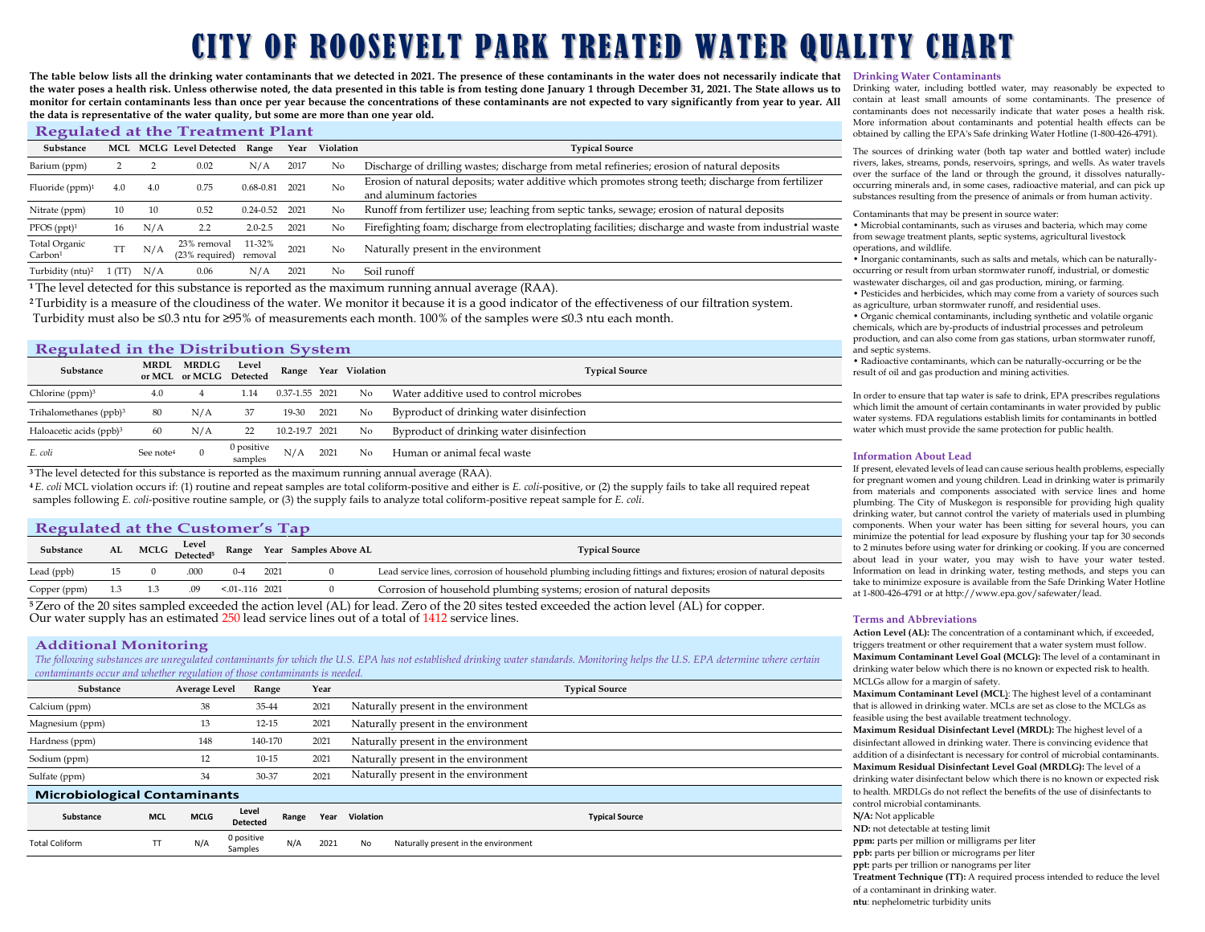# CITY OF ROOSEVELT PARK TREATED WATER QUALITY CHART

**The table below lists all the drinking water contaminants that we detected in 2021. The presence of these contaminants in the water does not necessarily indicate that the water poses a health risk. Unless otherwise noted, the data presented in this table is from testing done January 1 through December 31, 2021. The State allows us to monitor for certain contaminants less than once per year because the concentrations of these contaminants are not expected to vary significantly from year to year. All the data is representative of the water quality, but some are more than one year old.**

## Regulated at the Treatment Plant

| Substance | MCL | MCLG | Level Detected | Range | Year | Violation | Typical Source |
|---|---|---|---|---|---|---|---|
| Barium (ppm) | 2 | 2 | 0.02 | N/A | 2017 | No | Discharge of drilling wastes; discharge from metal refineries; erosion of natural deposits |
| Fluoride (ppm)[1] | 4.0 | 4.0 | 0.75 | 0.68-0.81 | 2021 | No | Erosion of natural deposits; water additive which promotes strong teeth; discharge from fertilizer and aluminum factories |
| Nitrate (ppm) | 10 | 10 | 0.52 | 0.24-0.52 | 2021 | No | Runoff from fertilizer use; leaching from septic tanks, sewage; erosion of natural deposits |
| PFOS (ppt)[1] | 16 | N/A | 2.2 | 2.0-2.5 | 2021 | No | Firefighting foam; discharge from electroplating facilities; discharge and waste from industrial waste |
| Total Organic Carbon[1] | TT | N/A | 23% removal (23% required) | 11-32% removal | 2021 | No | Naturally present in the environment |
| Turbidity (ntu)[2] | 1 (TT) | N/A | 0.06 | N/A | 2021 | No | Soil runoff |

[1] The level detected for this substance is reported as the maximum running annual average (RAA).

[2] Turbidity is a measure of the cloudiness of the water. We monitor it because it is a good indicator of the effectiveness of our filtration system. Turbidity must also be ≤0.3 ntu for ≥95% of measurements each month. 100% of the samples were ≤0.3 ntu each month.

## Regulated in the Distribution System

| Substance | MRDL or MCL | MRDLG or MCLG | Level Detected | Range | Year | Violation | Typical Source |
|---|---|---|---|---|---|---|---|
| Chlorine (ppm)[3] | 4.0 | 4 | 1.14 | 0.37-1.55 | 2021 | No | Water additive used to control microbes |
| Trihalomethanes (ppb)[3] | 80 | N/A | 37 | 19-30 | 2021 | No | Byproduct of drinking water disinfection |
| Haloacetic acids (ppb)[3] | 60 | N/A | 22 | 10.2-19.7 | 2021 | No | Byproduct of drinking water disinfection |
| *E. coli* | See note[4] | 0 | 0 positive samples | N/A | 2021 | No | Human or animal fecal waste |

[3] The level detected for this substance is reported as the maximum running annual average (RAA).

[4] *E. coli* MCL violation occurs if: (1) routine and repeat samples are total coliform-positive and either is *E. coli*-positive, or (2) the supply fails to take all required repeat samples following *E. coli*-positive routine sample, or (3) the supply fails to analyze total coliform-positive repeat sample for *E. coli*.

## Regulated at the Customer's Tap

| Substance | AL | MCLG | Level Detected[5] | Range | Year | Samples Above AL | Typical Source |
|---|---|---|---|---|---|---|---|
| Lead (ppb) | 15 | 0 | .000 | 0-4 | 2021 | 0 | Lead service lines, corrosion of household plumbing including fittings and fixtures; erosion of natural deposits |
| Copper (ppm) | 1.3 | 1.3 | .09 | <.01-.116 | 2021 | 0 | Corrosion of household plumbing systems; erosion of natural deposits |

[5] Zero of the 20 sites sampled exceeded the action level (AL) for lead. Zero of the 20 sites tested exceeded the action level (AL) for copper.
Our water supply has an estimated 250 lead service lines out of a total of 1412 service lines.

## Additional Monitoring

*The following substances are unregulated contaminants for which the U.S. EPA has not established drinking water standards. Monitoring helps the U.S. EPA determine where certain contaminants occur and whether regulation of those contaminants is needed.*

| Substance | Average Level | Range | Year | Typical Source |
|---|---|---|---|---|
| Calcium (ppm) | 38 | 35-44 | 2021 | Naturally present in the environment |
| Magnesium (ppm) | 13 | 12-15 | 2021 | Naturally present in the environment |
| Hardness (ppm) | 148 | 140-170 | 2021 | Naturally present in the environment |
| Sodium (ppm) | 12 | 10-15 | 2021 | Naturally present in the environment |
| Sulfate (ppm) | 34 | 30-37 | 2021 | Naturally present in the environment |

## Microbiological Contaminants

| Substance | MCL | MCLG | Level Detected | Range | Year | Violation | Typical Source |
|---|---|---|---|---|---|---|---|
| Total Coliform | TT | N/A | 0 positive Samples | N/A | 2021 | No | Naturally present in the environment |

### Drinking Water Contaminants

Drinking water, including bottled water, may reasonably be expected to contain at least small amounts of some contaminants. The presence of contaminants does not necessarily indicate that water poses a health risk. More information about contaminants and potential health effects can be obtained by calling the EPA's Safe drinking Water Hotline (1-800-426-4791).

The sources of drinking water (both tap water and bottled water) include rivers, lakes, streams, ponds, reservoirs, springs, and wells. As water travels over the surface of the land or through the ground, it dissolves naturally-occurring minerals and, in some cases, radioactive material, and can pick up substances resulting from the presence of animals or from human activity.

Contaminants that may be present in source water:

- Microbial contaminants, such as viruses and bacteria, which may come from sewage treatment plants, septic systems, agricultural livestock operations, and wildlife.
- Inorganic contaminants, such as salts and metals, which can be naturally-occurring or result from urban stormwater runoff, industrial, or domestic wastewater discharges, oil and gas production, mining, or farming.
- Pesticides and herbicides, which may come from a variety of sources such as agriculture, urban stormwater runoff, and residential uses.
- Organic chemical contaminants, including synthetic and volatile organic chemicals, which are by-products of industrial processes and petroleum production, and can also come from gas stations, urban stormwater runoff, and septic systems.
- Radioactive contaminants, which can be naturally-occurring or be the result of oil and gas production and mining activities.

In order to ensure that tap water is safe to drink, EPA prescribes regulations which limit the amount of certain contaminants in water provided by public water systems. FDA regulations establish limits for contaminants in bottled water which must provide the same protection for public health.

### Information About Lead

If present, elevated levels of lead can cause serious health problems, especially for pregnant women and young children. Lead in drinking water is primarily from materials and components associated with service lines and home plumbing. The City of Muskegon is responsible for providing high quality drinking water, but cannot control the variety of materials used in plumbing components. When your water has been sitting for several hours, you can minimize the potential for lead exposure by flushing your tap for 30 seconds to 2 minutes before using water for drinking or cooking. If you are concerned about lead in your water, you may wish to have your water tested. Information on lead in drinking water, testing methods, and steps you can take to minimize exposure is available from the Safe Drinking Water Hotline at 1-800-426-4791 or at http://www.epa.gov/safewater/lead.

### Terms and Abbreviations

**Action Level (AL):** The concentration of a contaminant which, if exceeded, triggers treatment or other requirement that a water system must follow.
**Maximum Contaminant Level Goal (MCLG):** The level of a contaminant in drinking water below which there is no known or expected risk to health. MCLGs allow for a margin of safety.
**Maximum Contaminant Level (MCL)**: The highest level of a contaminant that is allowed in drinking water. MCLs are set as close to the MCLGs as feasible using the best available treatment technology.
**Maximum Residual Disinfectant Level (MRDL):** The highest level of a disinfectant allowed in drinking water. There is convincing evidence that addition of a disinfectant is necessary for control of microbial contaminants.
**Maximum Residual Disinfectant Level Goal (MRDLG):** The level of a drinking water disinfectant below which there is no known or expected risk to health. MRDLGs do not reflect the benefits of the use of disinfectants to control microbial contaminants.
**N/A:** Not applicable
**ND:** not detectable at testing limit
**ppm:** parts per million or milligrams per liter
**ppb:** parts per billion or micrograms per liter
**ppt:** parts per trillion or nanograms per liter
**Treatment Technique (TT):** A required process intended to reduce the level of a contaminant in drinking water.
**ntu**: nephelometric turbidity units